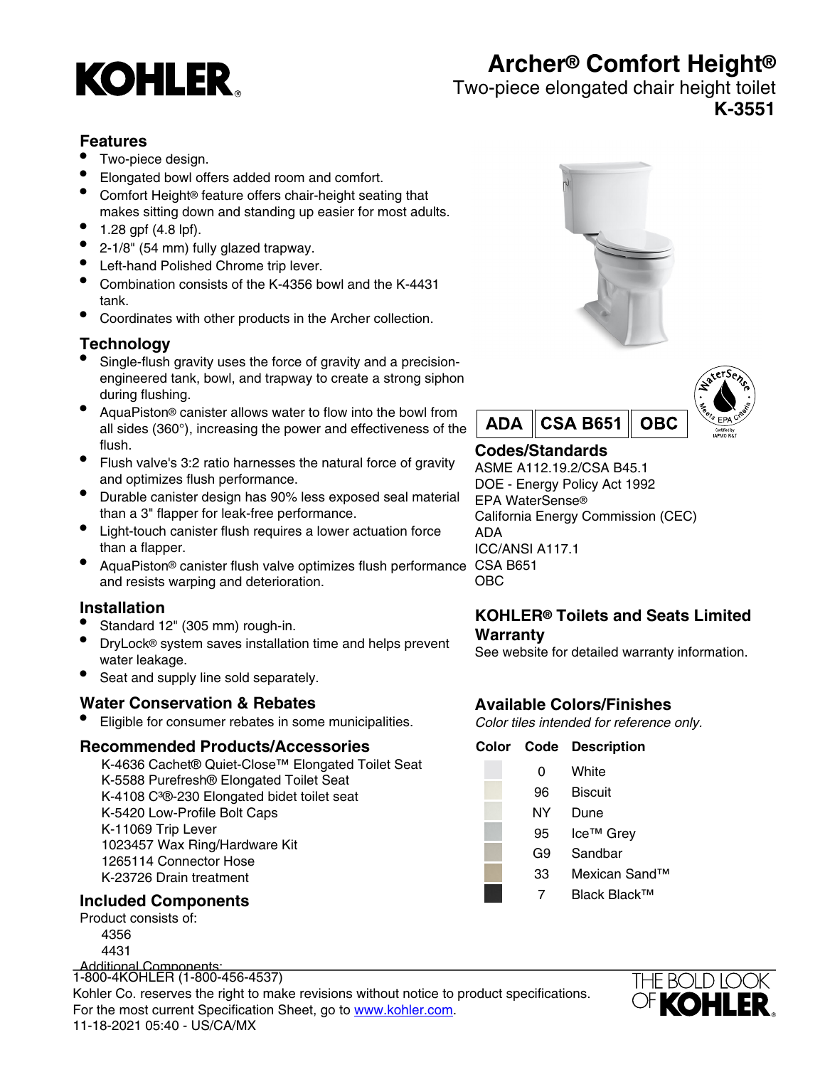# Archer® Comfort Height®

Two-piece elongated chair height toilet

**K-3551**

## Features

- Two-piece design.
- Elongated bowl offers added room and comfort.
- Comfort Height® feature offers chair-height seating that makes sitting down and standing up easier for most adults.
- 1.28 gpf (4.8 lpf).
- 2-1/8" (54 mm) fully glazed trapway.
- Left-hand Polished Chrome trip lever.
- Combination consists of the K-4356 bowl and the K-4431 tank.
- Coordinates with other products in the Archer collection.

## Technology

- Single-flush gravity uses the force of gravity and a precision-engineered tank, bowl, and trapway to create a strong siphon during flushing.
- AquaPiston® canister allows water to flow into the bowl from all sides (360°), increasing the power and effectiveness of the flush.
- Flush valve's 3:2 ratio harnesses the natural force of gravity and optimizes flush performance.
- Durable canister design has 90% less exposed seal material than a 3" flapper for leak-free performance.
- Light-touch canister flush requires a lower actuation force than a flapper.
- AquaPiston® canister flush valve optimizes flush performance and resists warping and deterioration.

## Installation

- Standard 12" (305 mm) rough-in.
- DryLock® system saves installation time and helps prevent water leakage.
- Seat and supply line sold separately.

## Water Conservation & Rebates

- Eligible for consumer rebates in some municipalities.

## Recommended Products/Accessories

K-4636 Cachet® Quiet-Close™ Elongated Toilet Seat
K-5588 Purefresh® Elongated Toilet Seat
K-4108 C³®-230 Elongated bidet toilet seat
K-5420 Low-Profile Bolt Caps
K-11069 Trip Lever
1023457 Wax Ring/Hardware Kit
1265114 Connector Hose
K-23726 Drain treatment

## Included Components

Product consists of:
4356
4431
Additional Components:

ADA | CSA B651 | OBC

## Codes/Standards

ASME A112.19.2/CSA B45.1
DOE - Energy Policy Act 1992
EPA WaterSense®
California Energy Commission (CEC)
ADA
ICC/ANSI A117.1
CSA B651
OBC

## KOHLER® Toilets and Seats Limited Warranty

See website for detailed warranty information.

## Available Colors/Finishes

*Color tiles intended for reference only.*

| Color | Code | Description |
|---|---|---|
| | 0 | White |
| | 96 | Biscuit |
| | NY | Dune |
| | 95 | Ice™ Grey |
| | G9 | Sandbar |
| | 33 | Mexican Sand™ |
| | 7 | Black Black™ |

1-800-4KOHLER (1-800-456-4537)
Kohler Co. reserves the right to make revisions without notice to product specifications.
For the most current Specification Sheet, go to www.kohler.com.
11-18-2021 05:40 - US/CA/MX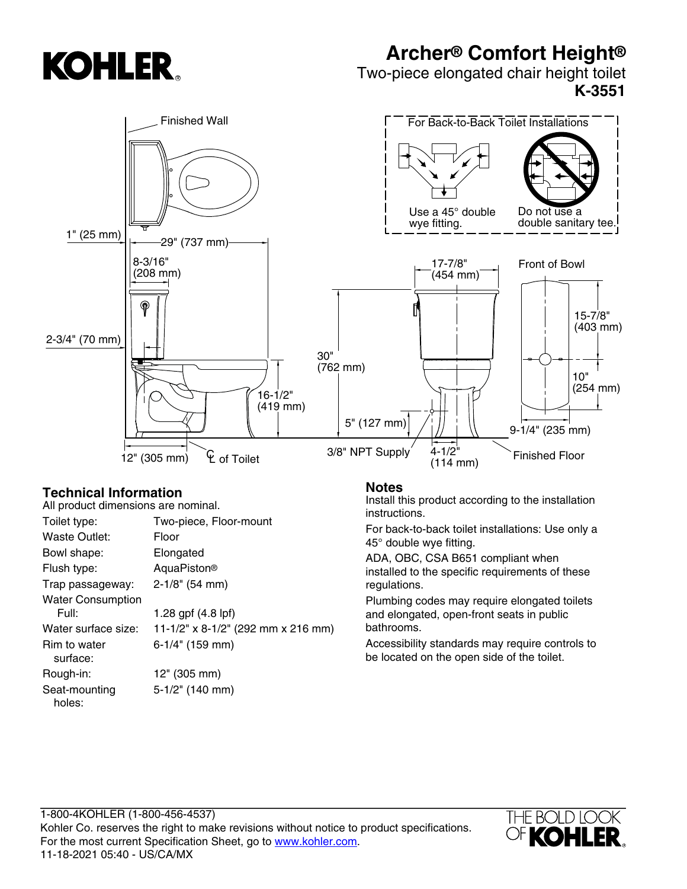# Archer® Comfort Height®

Two-piece elongated chair height toilet

**K-3551**

Finished Wall

For Back-to-Back Toilet Installations

Use a 45° double wye fitting.

Do not use a double sanitary tee.

1" (25 mm)

29" (737 mm)

8-3/16" (208 mm)

2-3/4" (70 mm)

16-1/2" (419 mm)

12" (305 mm)

℄ of Toilet

17-7/8" (454 mm)

30" (762 mm)

5" (127 mm)

3/8" NPT Supply

4-1/2" (114 mm)

Front of Bowl

15-7/8" (403 mm)

10" (254 mm)

9-1/4" (235 mm)

Finished Floor

## Technical Information

All product dimensions are nominal.

| | |
|---|---|
| Toilet type: | Two-piece, Floor-mount |
| Waste Outlet: | Floor |
| Bowl shape: | Elongated |
| Flush type: | AquaPiston® |
| Trap passageway: | 2-1/8" (54 mm) |
| Water Consumption Full: | 1.28 gpf (4.8 lpf) |
| Water surface size: | 11-1/2" x 8-1/2" (292 mm x 216 mm) |
| Rim to water surface: | 6-1/4" (159 mm) |
| Rough-in: | 12" (305 mm) |
| Seat-mounting holes: | 5-1/2" (140 mm) |

## Notes

Install this product according to the installation instructions.

For back-to-back toilet installations: Use only a 45° double wye fitting.

ADA, OBC, CSA B651 compliant when installed to the specific requirements of these regulations.

Plumbing codes may require elongated toilets and elongated, open-front seats in public bathrooms.

Accessibility standards may require controls to be located on the open side of the toilet.

1-800-4KOHLER (1-800-456-4537)
Kohler Co. reserves the right to make revisions without notice to product specifications.
For the most current Specification Sheet, go to www.kohler.com.
11-18-2021 05:40 - US/CA/MX